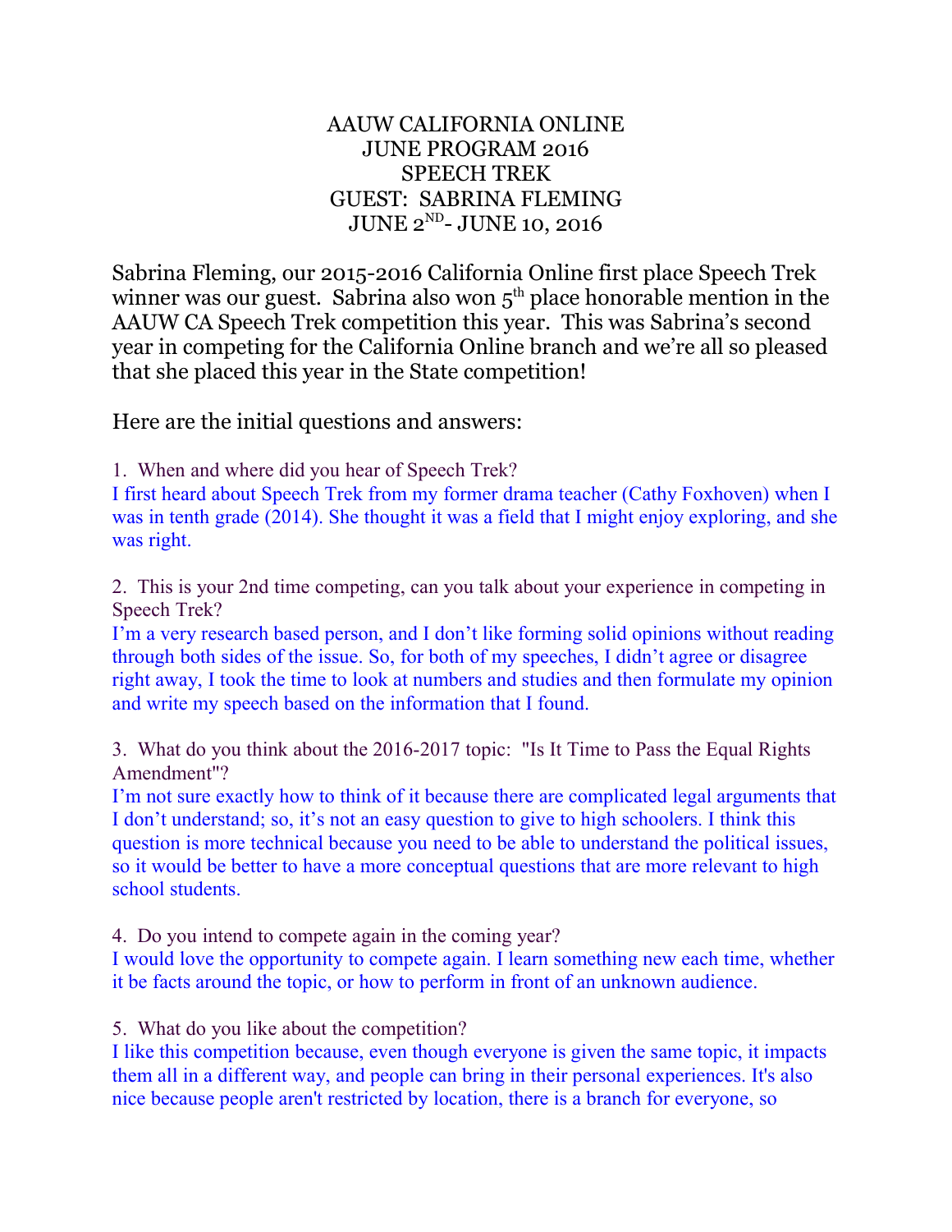# AAUW CALIFORNIA ONLINE
# JUNE PROGRAM 2016
# SPEECH TREK
# GUEST: SABRINA FLEMING
# JUNE 2ND- JUNE 10, 2016

Sabrina Fleming, our 2015-2016 California Online first place Speech Trek winner was our guest. Sabrina also won 5th place honorable mention in the AAUW CA Speech Trek competition this year. This was Sabrina's second year in competing for the California Online branch and we're all so pleased that she placed this year in the State competition!

Here are the initial questions and answers:

1. When and where did you hear of Speech Trek?

I first heard about Speech Trek from my former drama teacher (Cathy Foxhoven) when I was in tenth grade (2014). She thought it was a field that I might enjoy exploring, and she was right.

2. This is your 2nd time competing, can you talk about your experience in competing in Speech Trek?

I'm a very research based person, and I don't like forming solid opinions without reading through both sides of the issue. So, for both of my speeches, I didn't agree or disagree right away, I took the time to look at numbers and studies and then formulate my opinion and write my speech based on the information that I found.

3. What do you think about the 2016-2017 topic: "Is It Time to Pass the Equal Rights Amendment"?

I'm not sure exactly how to think of it because there are complicated legal arguments that I don't understand; so, it's not an easy question to give to high schoolers. I think this question is more technical because you need to be able to understand the political issues, so it would be better to have a more conceptual questions that are more relevant to high school students.

4. Do you intend to compete again in the coming year?

I would love the opportunity to compete again. I learn something new each time, whether it be facts around the topic, or how to perform in front of an unknown audience.

5. What do you like about the competition?

I like this competition because, even though everyone is given the same topic, it impacts them all in a different way, and people can bring in their personal experiences. It's also nice because people aren't restricted by location, there is a branch for everyone, so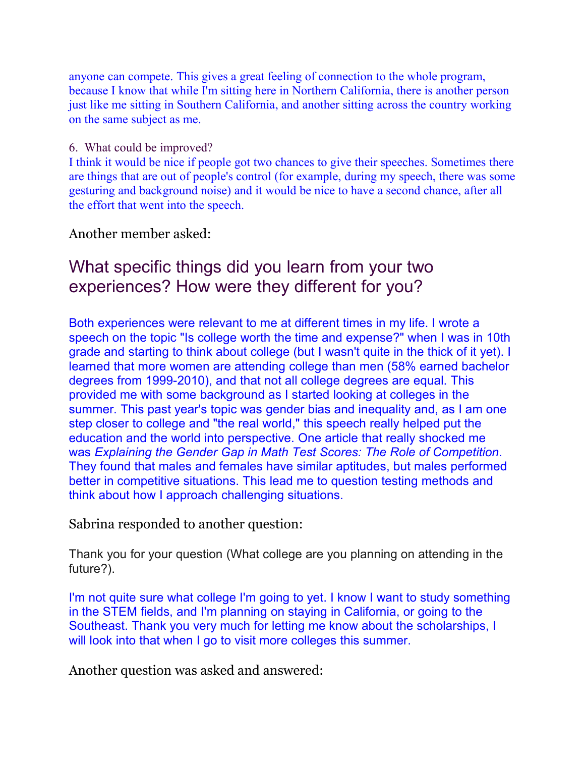anyone can compete. This gives a great feeling of connection to the whole program, because I know that while I'm sitting here in Northern California, there is another person just like me sitting in Southern California, and another sitting across the country working on the same subject as me.

6. What could be improved?

I think it would be nice if people got two chances to give their speeches. Sometimes there are things that are out of people's control (for example, during my speech, there was some gesturing and background noise) and it would be nice to have a second chance, after all the effort that went into the speech.

Another member asked:

## What specific things did you learn from your two experiences? How were they different for you?

Both experiences were relevant to me at different times in my life. I wrote a speech on the topic "Is college worth the time and expense?" when I was in 10th grade and starting to think about college (but I wasn't quite in the thick of it yet). I learned that more women are attending college than men (58% earned bachelor degrees from 1999-2010), and that not all college degrees are equal. This provided me with some background as I started looking at colleges in the summer. This past year's topic was gender bias and inequality and, as I am one step closer to college and "the real world," this speech really helped put the education and the world into perspective. One article that really shocked me was *Explaining the Gender Gap in Math Test Scores: The Role of Competition*. They found that males and females have similar aptitudes, but males performed better in competitive situations. This lead me to question testing methods and think about how I approach challenging situations.

Sabrina responded to another question:

Thank you for your question (What college are you planning on attending in the future?).

I'm not quite sure what college I'm going to yet. I know I want to study something in the STEM fields, and I'm planning on staying in California, or going to the Southeast. Thank you very much for letting me know about the scholarships, I will look into that when I go to visit more colleges this summer.

Another question was asked and answered: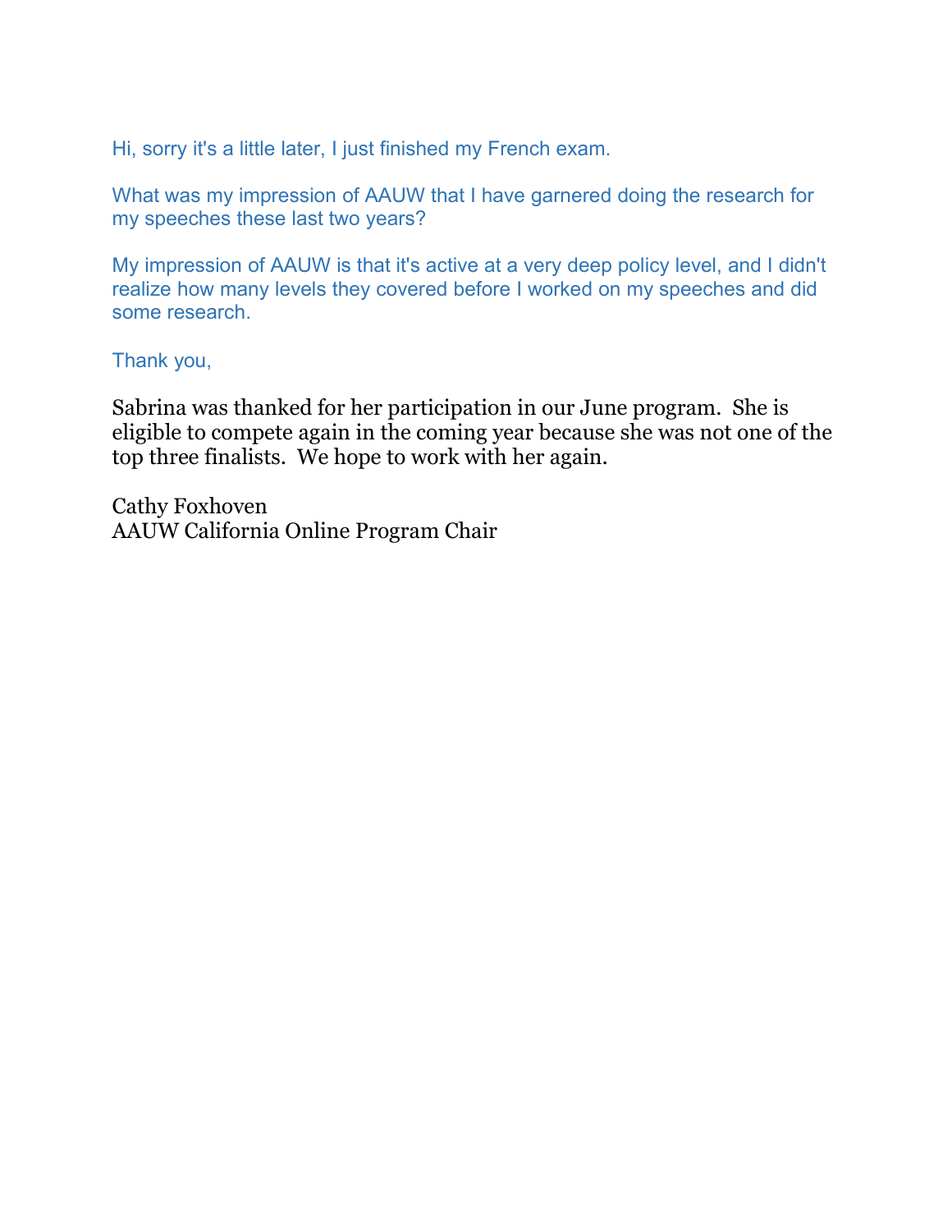Hi, sorry it's a little later, I just finished my French exam.

What was my impression of AAUW that I have garnered doing the research for my speeches these last two years?

My impression of AAUW is that it's active at a very deep policy level, and I didn't realize how many levels they covered before I worked on my speeches and did some research.

Thank you,

Sabrina was thanked for her participation in our June program. She is eligible to compete again in the coming year because she was not one of the top three finalists. We hope to work with her again.

Cathy Foxhoven
AAUW California Online Program Chair